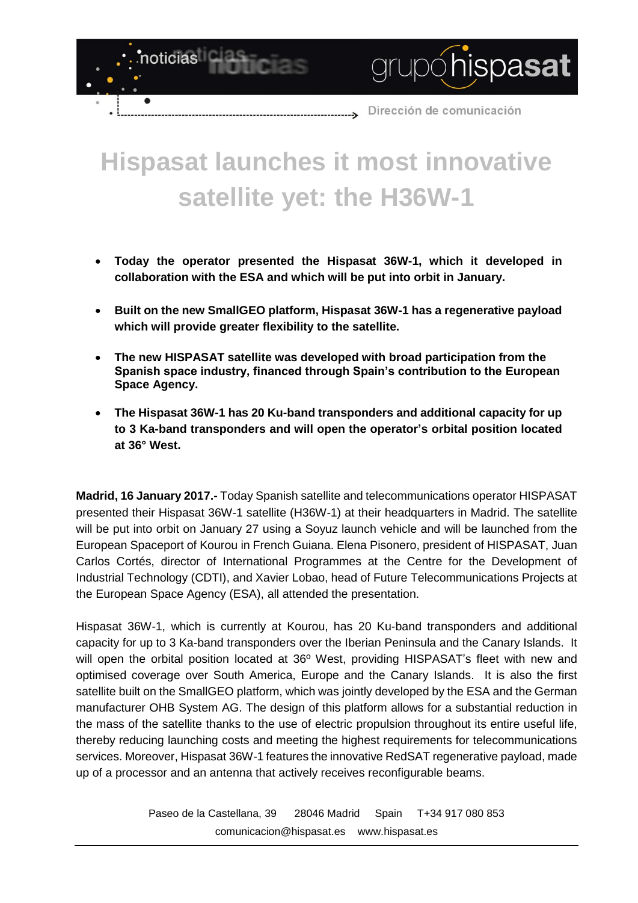# Hispasat launches it most innovative satellite yet: the H36W-1

- **Today the operator presented the Hispasat 36W-1, which it developed in collaboration with the ESA and which will be put into orbit in January.**
- **Built on the new SmallGEO platform, Hispasat 36W-1 has a regenerative payload which will provide greater flexibility to the satellite.**
- **The new HISPASAT satellite was developed with broad participation from the Spanish space industry, financed through Spain's contribution to the European Space Agency.**
- **The Hispasat 36W-1 has 20 Ku-band transponders and additional capacity for up to 3 Ka-band transponders and will open the operator's orbital position located at 36° West.**

**Madrid, 16 January 2017.-** Today Spanish satellite and telecommunications operator HISPASAT presented their Hispasat 36W-1 satellite (H36W-1) at their headquarters in Madrid. The satellite will be put into orbit on January 27 using a Soyuz launch vehicle and will be launched from the European Spaceport of Kourou in French Guiana. Elena Pisonero, president of HISPASAT, Juan Carlos Cortés, director of International Programmes at the Centre for the Development of Industrial Technology (CDTI), and Xavier Lobao, head of Future Telecommunications Projects at the European Space Agency (ESA), all attended the presentation.

Hispasat 36W-1, which is currently at Kourou, has 20 Ku-band transponders and additional capacity for up to 3 Ka-band transponders over the Iberian Peninsula and the Canary Islands. It will open the orbital position located at 36º West, providing HISPASAT's fleet with new and optimised coverage over South America, Europe and the Canary Islands. It is also the first satellite built on the SmallGEO platform, which was jointly developed by the ESA and the German manufacturer OHB System AG. The design of this platform allows for a substantial reduction in the mass of the satellite thanks to the use of electric propulsion throughout its entire useful life, thereby reducing launching costs and meeting the highest requirements for telecommunications services. Moreover, Hispasat 36W-1 features the innovative RedSAT regenerative payload, made up of a processor and an antenna that actively receives reconfigurable beams.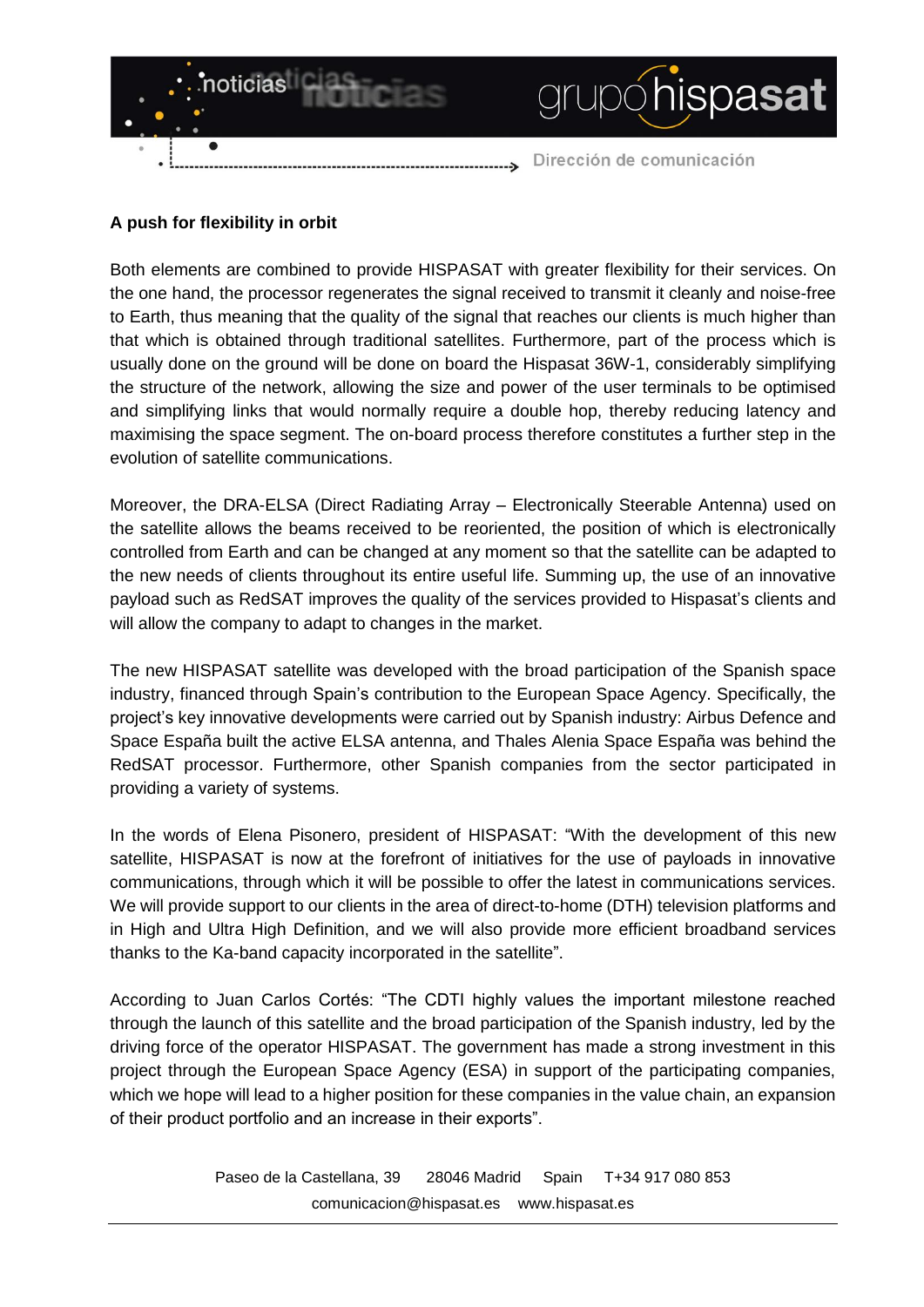**A push for flexibility in orbit**

Both elements are combined to provide HISPASAT with greater flexibility for their services. On the one hand, the processor regenerates the signal received to transmit it cleanly and noise-free to Earth, thus meaning that the quality of the signal that reaches our clients is much higher than that which is obtained through traditional satellites. Furthermore, part of the process which is usually done on the ground will be done on board the Hispasat 36W-1, considerably simplifying the structure of the network, allowing the size and power of the user terminals to be optimised and simplifying links that would normally require a double hop, thereby reducing latency and maximising the space segment. The on-board process therefore constitutes a further step in the evolution of satellite communications.

Moreover, the DRA-ELSA (Direct Radiating Array – Electronically Steerable Antenna) used on the satellite allows the beams received to be reoriented, the position of which is electronically controlled from Earth and can be changed at any moment so that the satellite can be adapted to the new needs of clients throughout its entire useful life. Summing up, the use of an innovative payload such as RedSAT improves the quality of the services provided to Hispasat's clients and will allow the company to adapt to changes in the market.

The new HISPASAT satellite was developed with the broad participation of the Spanish space industry, financed through Spain's contribution to the European Space Agency. Specifically, the project's key innovative developments were carried out by Spanish industry: Airbus Defence and Space España built the active ELSA antenna, and Thales Alenia Space España was behind the RedSAT processor. Furthermore, other Spanish companies from the sector participated in providing a variety of systems.

In the words of Elena Pisonero, president of HISPASAT: "With the development of this new satellite, HISPASAT is now at the forefront of initiatives for the use of payloads in innovative communications, through which it will be possible to offer the latest in communications services. We will provide support to our clients in the area of direct-to-home (DTH) television platforms and in High and Ultra High Definition, and we will also provide more efficient broadband services thanks to the Ka-band capacity incorporated in the satellite".

According to Juan Carlos Cortés: "The CDTI highly values the important milestone reached through the launch of this satellite and the broad participation of the Spanish industry, led by the driving force of the operator HISPASAT. The government has made a strong investment in this project through the European Space Agency (ESA) in support of the participating companies, which we hope will lead to a higher position for these companies in the value chain, an expansion of their product portfolio and an increase in their exports".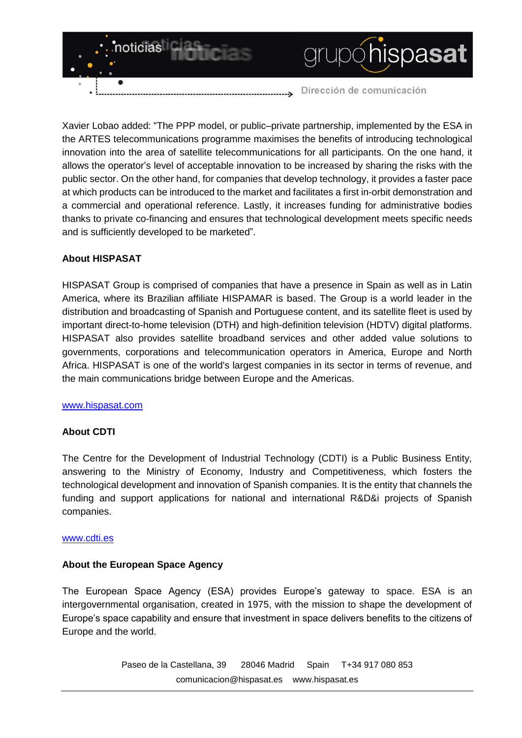Xavier Lobao added: “The PPP model, or public–private partnership, implemented by the ESA in the ARTES telecommunications programme maximises the benefits of introducing technological innovation into the area of satellite telecommunications for all participants. On the one hand, it allows the operator’s level of acceptable innovation to be increased by sharing the risks with the public sector. On the other hand, for companies that develop technology, it provides a faster pace at which products can be introduced to the market and facilitates a first in-orbit demonstration and a commercial and operational reference. Lastly, it increases funding for administrative bodies thanks to private co-financing and ensures that technological development meets specific needs and is sufficiently developed to be marketed”.

**About HISPASAT**

HISPASAT Group is comprised of companies that have a presence in Spain as well as in Latin America, where its Brazilian affiliate HISPAMAR is based. The Group is a world leader in the distribution and broadcasting of Spanish and Portuguese content, and its satellite fleet is used by important direct-to-home television (DTH) and high-definition television (HDTV) digital platforms. HISPASAT also provides satellite broadband services and other added value solutions to governments, corporations and telecommunication operators in America, Europe and North Africa. HISPASAT is one of the world's largest companies in its sector in terms of revenue, and the main communications bridge between Europe and the Americas.

www.hispasat.com

**About CDTI**

The Centre for the Development of Industrial Technology (CDTI) is a Public Business Entity, answering to the Ministry of Economy, Industry and Competitiveness, which fosters the technological development and innovation of Spanish companies. It is the entity that channels the funding and support applications for national and international R&D&i projects of Spanish companies.

www.cdti.es

**About the European Space Agency**

The European Space Agency (ESA) provides Europe’s gateway to space. ESA is an intergovernmental organisation, created in 1975, with the mission to shape the development of Europe’s space capability and ensure that investment in space delivers benefits to the citizens of Europe and the world.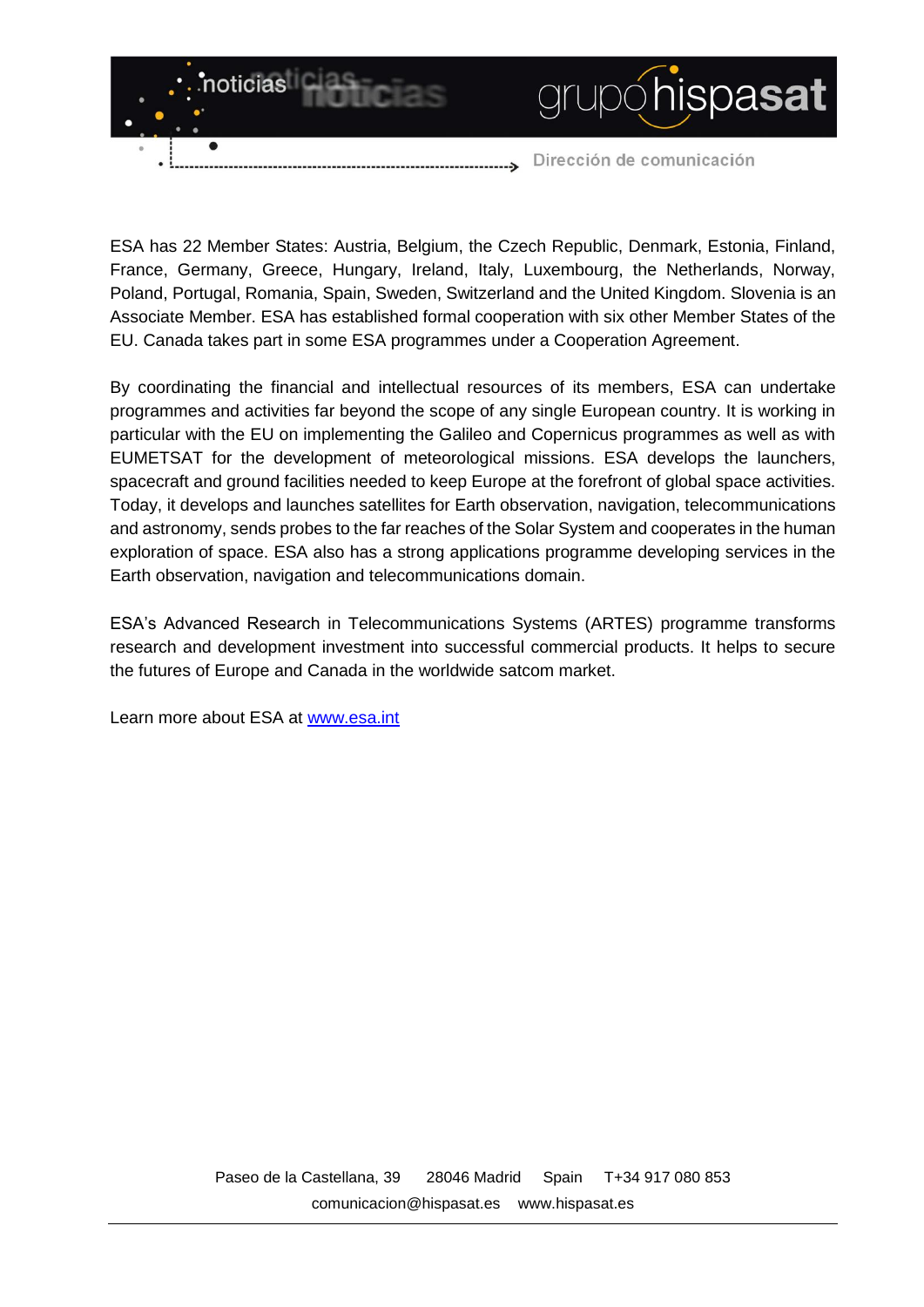ESA has 22 Member States: Austria, Belgium, the Czech Republic, Denmark, Estonia, Finland, France, Germany, Greece, Hungary, Ireland, Italy, Luxembourg, the Netherlands, Norway, Poland, Portugal, Romania, Spain, Sweden, Switzerland and the United Kingdom. Slovenia is an Associate Member. ESA has established formal cooperation with six other Member States of the EU. Canada takes part in some ESA programmes under a Cooperation Agreement.

By coordinating the financial and intellectual resources of its members, ESA can undertake programmes and activities far beyond the scope of any single European country. It is working in particular with the EU on implementing the Galileo and Copernicus programmes as well as with EUMETSAT for the development of meteorological missions. ESA develops the launchers, spacecraft and ground facilities needed to keep Europe at the forefront of global space activities. Today, it develops and launches satellites for Earth observation, navigation, telecommunications and astronomy, sends probes to the far reaches of the Solar System and cooperates in the human exploration of space. ESA also has a strong applications programme developing services in the Earth observation, navigation and telecommunications domain.

ESA's Advanced Research in Telecommunications Systems (ARTES) programme transforms research and development investment into successful commercial products. It helps to secure the futures of Europe and Canada in the worldwide satcom market.

Learn more about ESA at [www.esa.int](http://www.esa.int)